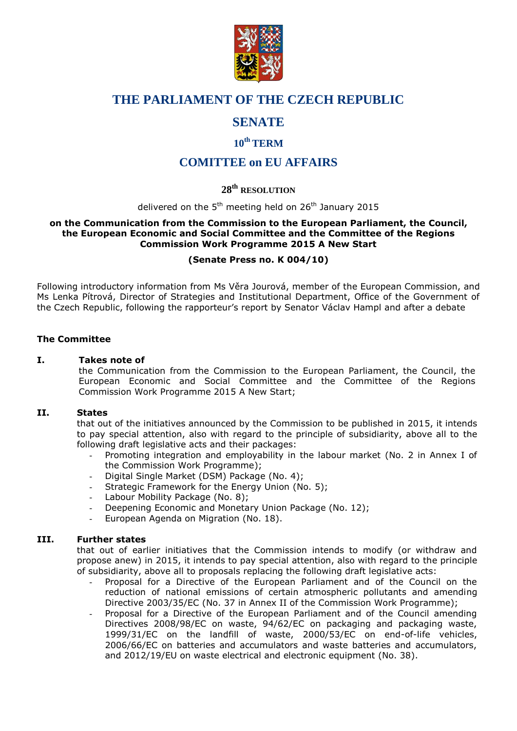# THE PARLIAMENT OF THE CZECH REPUBLIC

# SENATE

## 10th TERM

## COMITTEE on EU AFFAIRS

### 28th RESOLUTION

delivered on the 5th meeting held on 26th January 2015

**on the Communication from the Commission to the European Parliament, the Council, the European Economic and Social Committee and the Committee of the Regions Commission Work Programme 2015 A New Start**

**(Senate Press no. K 004/10)**

Following introductory information from Ms Věra Jourová, member of the European Commission, and Ms Lenka Pítrová, Director of Strategies and Institutional Department, Office of the Government of the Czech Republic, following the rapporteur's report by Senator Václav Hampl and after a debate

**The Committee**

**I. Takes note of**

the Communication from the Commission to the European Parliament, the Council, the European Economic and Social Committee and the Committee of the Regions Commission Work Programme 2015 A New Start;

**II. States**

that out of the initiatives announced by the Commission to be published in 2015, it intends to pay special attention, also with regard to the principle of subsidiarity, above all to the following draft legislative acts and their packages:

- Promoting integration and employability in the labour market (No. 2 in Annex I of the Commission Work Programme);
- Digital Single Market (DSM) Package (No. 4);
- Strategic Framework for the Energy Union (No. 5);
- Labour Mobility Package (No. 8);
- Deepening Economic and Monetary Union Package (No. 12);
- European Agenda on Migration (No. 18).

**III. Further states**

that out of earlier initiatives that the Commission intends to modify (or withdraw and propose anew) in 2015, it intends to pay special attention, also with regard to the principle of subsidiarity, above all to proposals replacing the following draft legislative acts:

- Proposal for a Directive of the European Parliament and of the Council on the reduction of national emissions of certain atmospheric pollutants and amending Directive 2003/35/EC (No. 37 in Annex II of the Commission Work Programme);
- Proposal for a Directive of the European Parliament and of the Council amending Directives 2008/98/EC on waste, 94/62/EC on packaging and packaging waste, 1999/31/EC on the landfill of waste, 2000/53/EC on end-of-life vehicles, 2006/66/EC on batteries and accumulators and waste batteries and accumulators, and 2012/19/EU on waste electrical and electronic equipment (No. 38).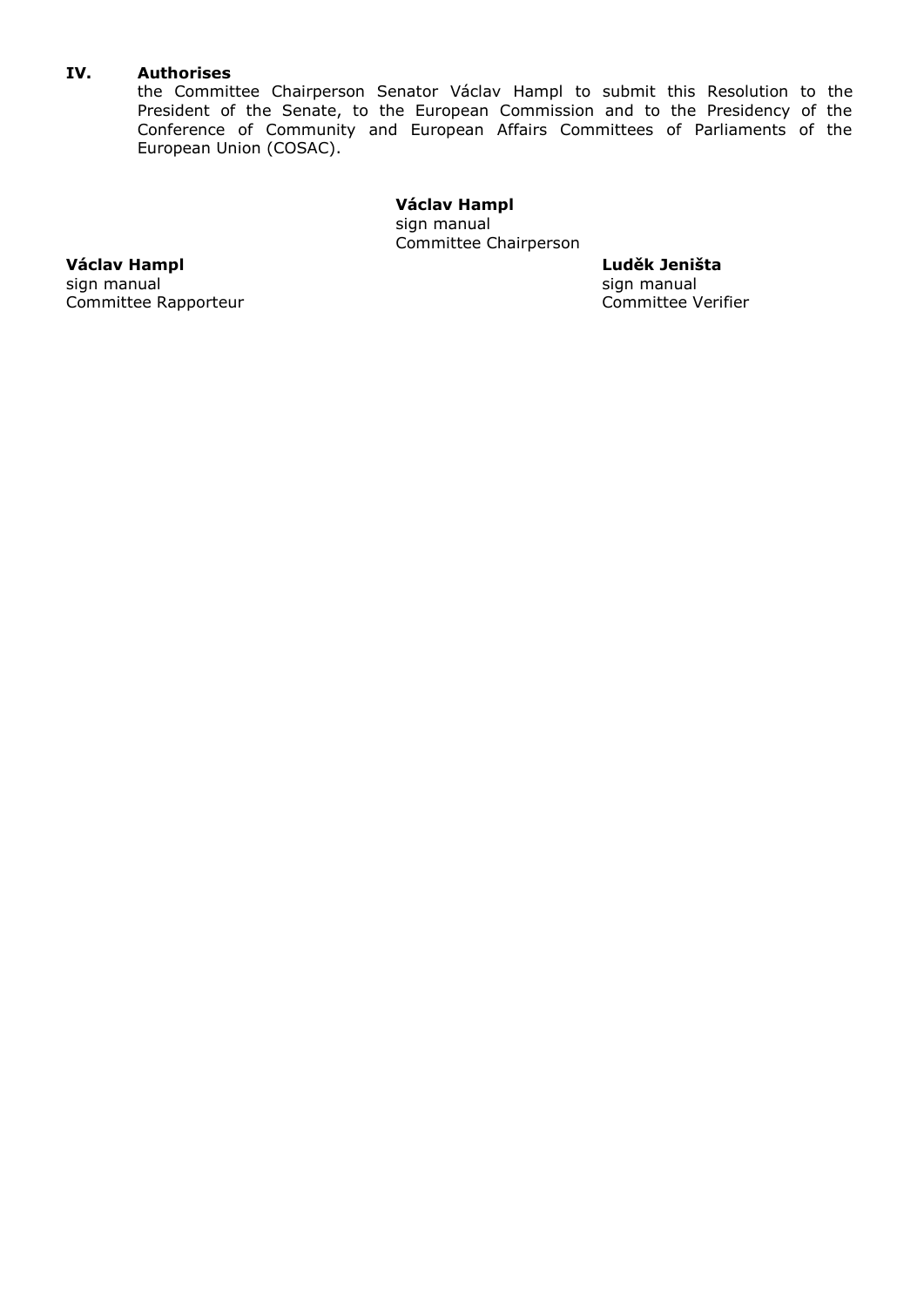**IV. Authorises**

the Committee Chairperson Senator Václav Hampl to submit this Resolution to the President of the Senate, to the European Commission and to the Presidency of the Conference of Community and European Affairs Committees of Parliaments of the European Union (COSAC).

**Václav Hampl**
sign manual
Committee Chairperson

**Václav Hampl**
sign manual
Committee Rapporteur

**Luděk Jeništa**
sign manual
Committee Verifier